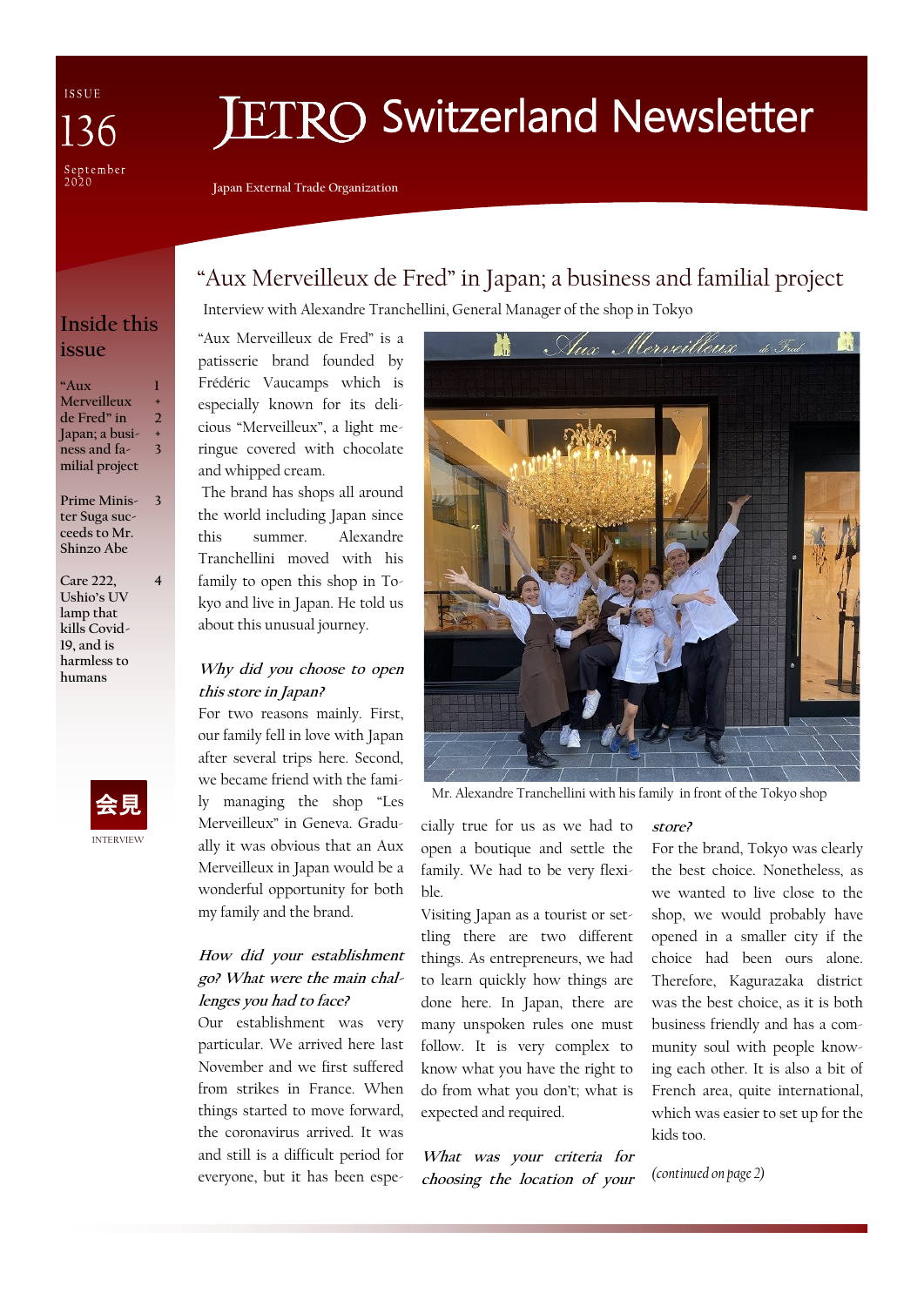ISSUE 136

September 2020

# JETRO Switzerland Newsletter

Japan External Trade Organization

## Inside this issue

| | |
|---|---|
| "Aux Merveilleux de Fred" in Japan; a business and familial project | 1 + 2 + 3 |
| Prime Minister Suga succeeds to Mr. Shinzo Abe | 3 |
| Care 222, Ushio's UV lamp that kills Covid-19, and is harmless to humans | 4 |

会見

INTERVIEW

# "Aux Merveilleux de Fred" in Japan; a business and familial project

Interview with Alexandre Tranchellini, General Manager of the shop in Tokyo

"Aux Merveilleux de Fred" is a patisserie brand founded by Frédéric Vaucamps which is especially known for its delicious "Merveilleux", a light meringue covered with chocolate and whipped cream.

The brand has shops all around the world including Japan since this summer. Alexandre Tranchellini moved with his family to open this shop in Tokyo and live in Japan. He told us about this unusual journey.

Mr. Alexandre Tranchellini with his family in front of the Tokyo shop

***Why did you choose to open this store in Japan?***

For two reasons mainly. First, our family fell in love with Japan after several trips here. Second, we became friend with the family managing the shop "Les Merveilleux" in Geneva. Gradually it was obvious that an Aux Merveilleux in Japan would be a wonderful opportunity for both my family and the brand.

***How did your establishment go? What were the main challenges you had to face?***

Our establishment was very particular. We arrived here last November and we first suffered from strikes in France. When things started to move forward, the coronavirus arrived. It was and still is a difficult period for everyone, but it has been especially true for us as we had to open a boutique and settle the family. We had to be very flexible.

Visiting Japan as a tourist or settling there are two different things. As entrepreneurs, we had to learn quickly how things are done here. In Japan, there are many unspoken rules one must follow. It is very complex to know what you have the right to do from what you don't; what is expected and required.

***What was your criteria for choosing the location of your store?***

For the brand, Tokyo was clearly the best choice. Nonetheless, as we wanted to live close to the shop, we would probably have opened in a smaller city if the choice had been ours alone. Therefore, Kagurazaka district was the best choice, as it is both business friendly and has a community soul with people knowing each other. It is also a bit of French area, quite international, which was easier to set up for the kids too.

*(continued on page 2)*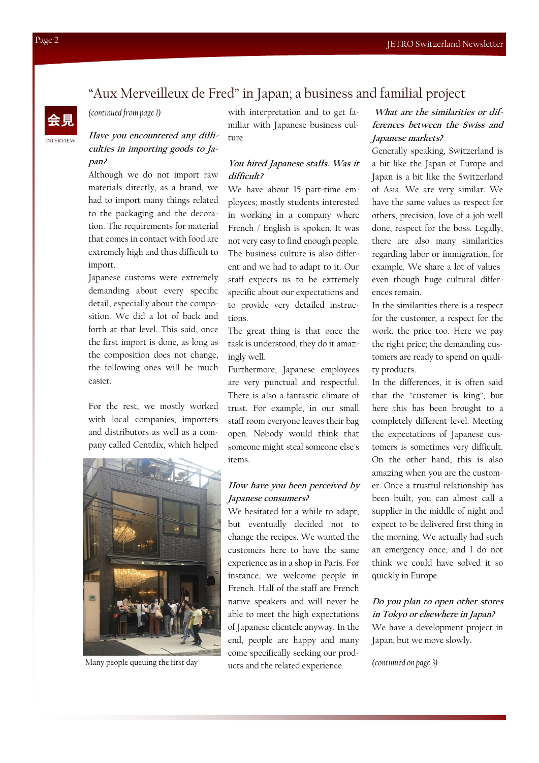# "Aux Merveilleux de Fred" in Japan; a business and familial project

会見

INTERVIEW

*(continued from page 1)*

***Have you encountered any difficulties in importing goods to Japan?***

Although we do not import raw materials directly, as a brand, we had to import many things related to the packaging and the decoration. The requirements for material that comes in contact with food are extremely high and thus difficult to import.

Japanese customs were extremely demanding about every specific detail, especially about the composition. We did a lot of back and forth at that level. This said, once the first import is done, as long as the composition does not change, the following ones will be much easier.

For the rest, we mostly worked with local companies, importers and distributors as well as a company called Centdix, which helped with interpretation and to get familiar with Japanese business culture.

Many people queuing the first day

***You hired Japanese staffs. Was it difficult?***

We have about 15 part-time employees; mostly students interested in working in a company where French / English is spoken. It was not very easy to find enough people. The business culture is also different and we had to adapt to it. Our staff expects us to be extremely specific about our expectations and to provide very detailed instructions.

The great thing is that once the task is understood, they do it amazingly well.

Furthermore, Japanese employees are very punctual and respectful. There is also a fantastic climate of trust. For example, in our small staff room everyone leaves their bag open. Nobody would think that someone might steal someone else's items.

***How have you been perceived by Japanese consumers?***

We hesitated for a while to adapt, but eventually decided not to change the recipes. We wanted the customers here to have the same experience as in a shop in Paris. For instance, we welcome people in French. Half of the staff are French native speakers and will never be able to meet the high expectations of Japanese clientele anyway. In the end, people are happy and many come specifically seeking our products and the related experience.

***What are the similarities or differences between the Swiss and Japanese markets?***

Generally speaking, Switzerland is a bit like the Japan of Europe and Japan is a bit like the Switzerland of Asia. We are very similar. We have the same values as respect for others, precision, love of a job well done, respect for the boss. Legally, there are also many similarities regarding labor or immigration, for example. We share a lot of values even though huge cultural differences remain.

In the similarities there is a respect for the customer, a respect for the work, the price too. Here we pay the right price; the demanding customers are ready to spend on quality products.

In the differences, it is often said that the "customer is king", but here this has been brought to a completely different level. Meeting the expectations of Japanese customers is sometimes very difficult. On the other hand, this is also amazing when you are the customer. Once a trustful relationship has been built, you can almost call a supplier in the middle of night and expect to be delivered first thing in the morning. We actually had such an emergency once, and I do not think we could have solved it so quickly in Europe.

***Do you plan to open other stores in Tokyo or elsewhere in Japan?***

We have a development project in Japan; but we move slowly.

*(continued on page 3)*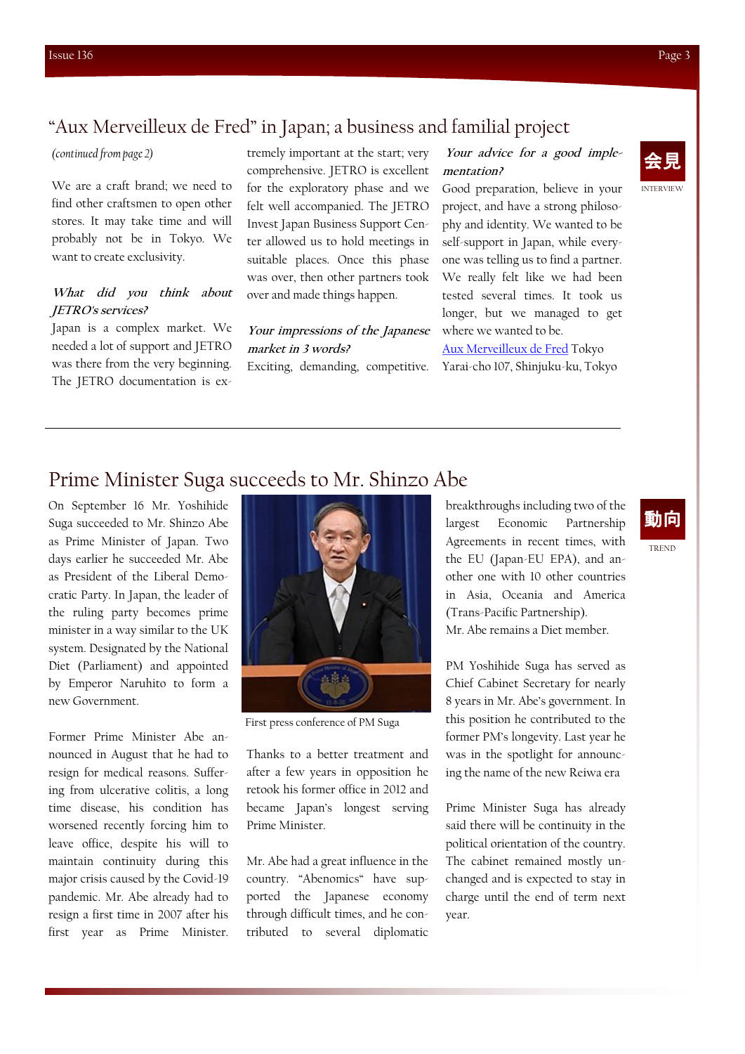## “Aux Merveilleux de Fred” in Japan; a business and familial project

会見

INTERVIEW

*(continued from page 2)*

We are a craft brand; we need to find other craftsmen to open other stores. It may take time and will probably not be in Tokyo. We want to create exclusivity.

***What did you think about JETRO's services?***

Japan is a complex market. We needed a lot of support and JETRO was there from the very beginning. The JETRO documentation is extremely important at the start; very comprehensive. JETRO is excellent for the exploratory phase and we felt well accompanied. The JETRO Invest Japan Business Support Center allowed us to hold meetings in suitable places. Once this phase was over, then other partners took over and made things happen.

***Your impressions of the Japanese market in 3 words?***

Exciting, demanding, competitive.

***Your advice for a good implementation?***

Good preparation, believe in your project, and have a strong philosophy and identity. We wanted to be self-support in Japan, while everyone was telling us to find a partner. We really felt like we had been tested several times. It took us longer, but we managed to get where we wanted to be.

Aux Merveilleux de Fred Tokyo
Yarai-cho 107, Shinjuku-ku, Tokyo

## Prime Minister Suga succeeds to Mr. Shinzo Abe

動向

TREND

On September 16 Mr. Yoshihide Suga succeeded to Mr. Shinzo Abe as Prime Minister of Japan. Two days earlier he succeeded Mr. Abe as President of the Liberal Democratic Party. In Japan, the leader of the ruling party becomes prime minister in a way similar to the UK system. Designated by the National Diet (Parliament) and appointed by Emperor Naruhito to form a new Government.

First press conference of PM Suga

Former Prime Minister Abe announced in August that he had to resign for medical reasons. Suffering from ulcerative colitis, a long time disease, his condition has worsened recently forcing him to leave office, despite his will to maintain continuity during this major crisis caused by the Covid-19 pandemic. Mr. Abe already had to resign a first time in 2007 after his first year as Prime Minister. Thanks to a better treatment and after a few years in opposition he retook his former office in 2012 and became Japan’s longest serving Prime Minister.

Mr. Abe had a great influence in the country. “Abenomics“ have supported the Japanese economy through difficult times, and he contributed to several diplomatic breakthroughs including two of the largest Economic Partnership Agreements in recent times, with the EU (Japan-EU EPA), and another one with 10 other countries in Asia, Oceania and America (Trans-Pacific Partnership).
Mr. Abe remains a Diet member.

PM Yoshihide Suga has served as Chief Cabinet Secretary for nearly 8 years in Mr. Abe’s government. In this position he contributed to the former PM’s longevity. Last year he was in the spotlight for announcing the name of the new Reiwa era

Prime Minister Suga has already said there will be continuity in the political orientation of the country. The cabinet remained mostly unchanged and is expected to stay in charge until the end of term next year.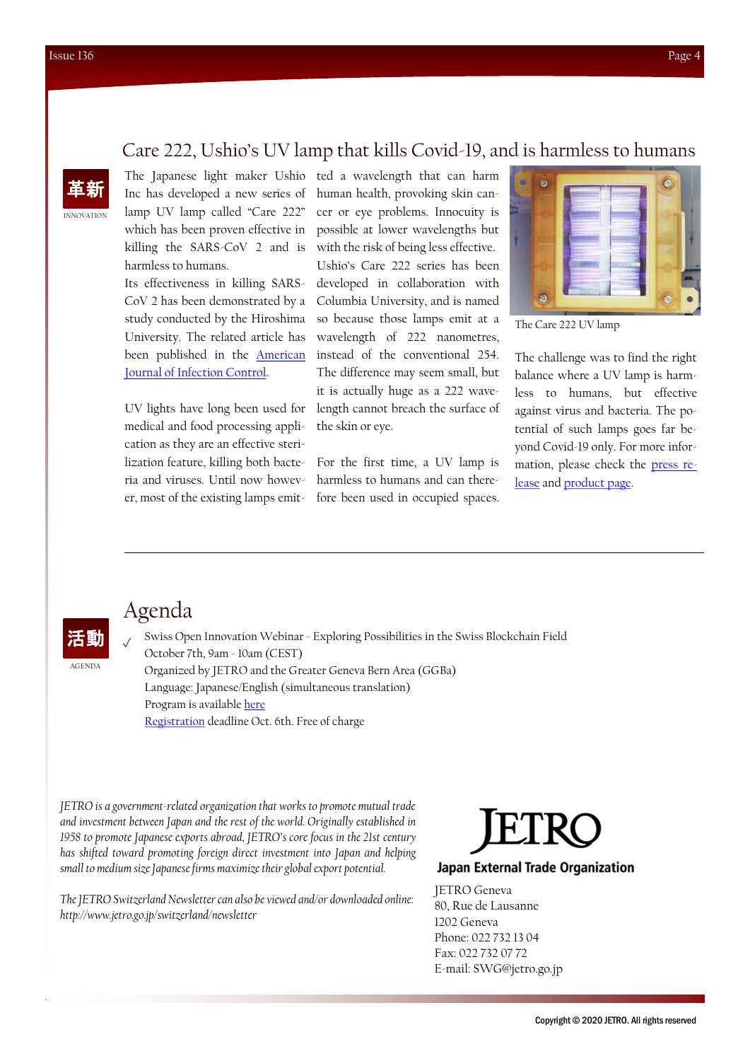## Care 222, Ushio's UV lamp that kills Covid-19, and is harmless to humans

革新

INNOVATION

The Japanese light maker Ushio Inc has developed a new series of lamp UV lamp called "Care 222" which has been proven effective in killing the SARS-CoV 2 and is harmless to humans.

Its effectiveness in killing SARS-CoV 2 has been demonstrated by a study conducted by the Hiroshima University. The related article has been published in the American Journal of Infection Control.

UV lights have long been used for medical and food processing application as they are an effective sterilization feature, killing both bacteria and viruses. Until now however, most of the existing lamps emitted a wavelength that can harm human health, provoking skin cancer or eye problems. Innocuity is possible at lower wavelengths but with the risk of being less effective.

Ushio's Care 222 series has been developed in collaboration with Columbia University, and is named so because those lamps emit at a wavelength of 222 nanometres, instead of the conventional 254. The difference may seem small, but it is actually huge as a 222 wavelength cannot breach the surface of the skin or eye.

For the first time, a UV lamp is harmless to humans and can therefore been used in occupied spaces.

The Care 222 UV lamp

The challenge was to find the right balance where a UV lamp is harmless to humans, but effective against virus and bacteria. The potential of such lamps goes far beyond Covid-19 only. For more information, please check the press release and product page.

---

## Agenda

活動

AGENDA

- ✓ Swiss Open Innovation Webinar - Exploring Possibilities in the Swiss Blockchain Field
  October 7th, 9am - 10am (CEST)
  Organized by JETRO and the Greater Geneva Bern Area (GGBa)
  Language: Japanese/English (simultaneous translation)
  Program is available here
  Registration deadline Oct. 6th. Free of charge

*JETRO is a government-related organization that works to promote mutual trade and investment between Japan and the rest of the world. Originally established in 1958 to promote Japanese exports abroad, JETRO's core focus in the 21st century has shifted toward promoting foreign direct investment into Japan and helping small to medium size Japanese firms maximize their global export potential.*

*The JETRO Switzerland Newsletter can also be viewed and/or downloaded online: http://www.jetro.go.jp/switzerland/newsletter*

JETRO

**Japan External Trade Organization**

JETRO Geneva
80, Rue de Lausanne
1202 Geneva
Phone: 022 732 13 04
Fax: 022 732 07 72
E-mail: SWG@jetro.go.jp

Copyright © 2020 JETRO. All rights reserved